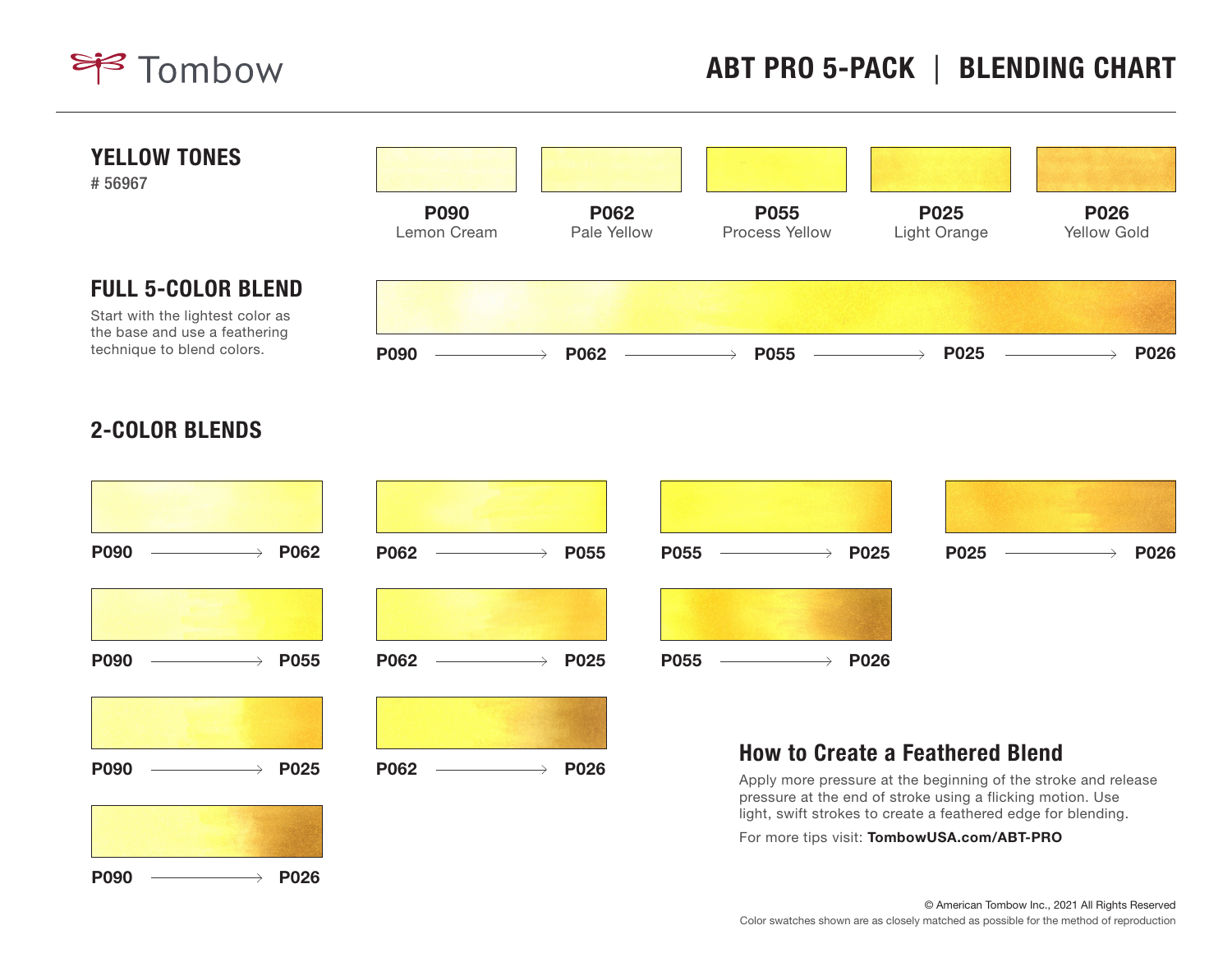Tombow

# ABT PRO 5-PACK | BLENDING CHART

## YELLOW TONES

# 56967

| P090 | P062 | P055 | P025 | P026 |
|---|---|---|---|---|
| Lemon Cream | Pale Yellow | Process Yellow | Light Orange | Yellow Gold |

## FULL 5-COLOR BLEND

Start with the lightest color as the base and use a feathering technique to blend colors.

P090 → P062 → P055 → P025 → P026

## 2-COLOR BLENDS

P090 → P062

P062 → P055

P055 → P025

P025 → P026

P090 → P055

P062 → P025

P055 → P026

P090 → P025

P062 → P026

P090 → P026

## How to Create a Feathered Blend

Apply more pressure at the beginning of the stroke and release pressure at the end of stroke using a flicking motion. Use light, swift strokes to create a feathered edge for blending.

For more tips visit: **TombowUSA.com/ABT-PRO**

© American Tombow Inc., 2021 All Rights Reserved

Color swatches shown are as closely matched as possible for the method of reproduction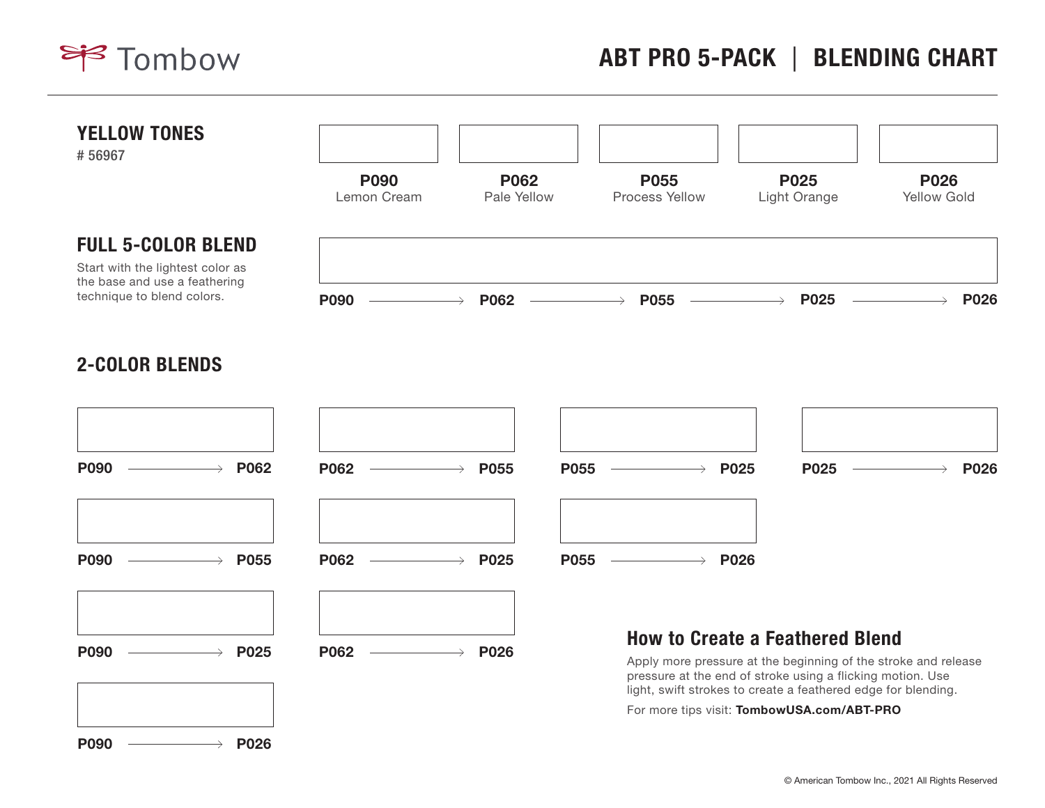Tombow

# ABT PRO 5-PACK | BLENDING CHART

## YELLOW TONES

# 56967

| P090 | P062 | P055 | P025 | P026 |
|---|---|---|---|---|
| Lemon Cream | Pale Yellow | Process Yellow | Light Orange | Yellow Gold |

## FULL 5-COLOR BLEND

Start with the lightest color as the base and use a feathering technique to blend colors.

**P090** → **P062** → **P055** → **P025** → **P026**

## 2-COLOR BLENDS

**P090** → **P062**

**P090** → **P055**

**P090** → **P025**

**P090** → **P026**

**P062** → **P055**

**P062** → **P025**

**P062** → **P026**

**P055** → **P025**

**P055** → **P026**

**P025** → **P026**

### How to Create a Feathered Blend

Apply more pressure at the beginning of the stroke and release pressure at the end of stroke using a flicking motion. Use light, swift strokes to create a feathered edge for blending.

For more tips visit: **TombowUSA.com/ABT-PRO**

© American Tombow Inc., 2021 All Rights Reserved